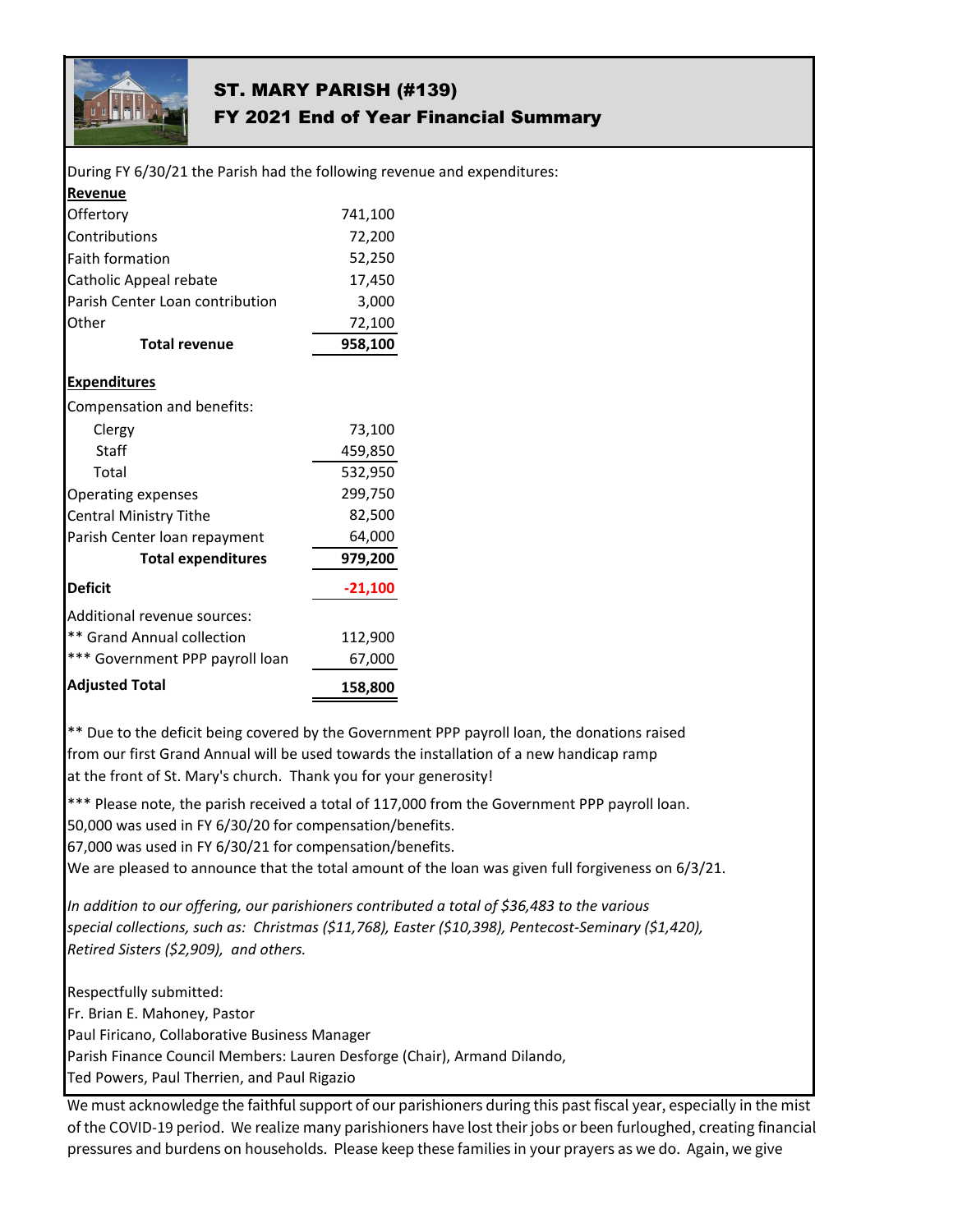# ST. MARY PARISH (#139)
## FY 2021 End of Year Financial Summary

During FY 6/30/21 the Parish had the following revenue and expenditures:

| **Revenue** | |
|---|---|
| Offertory | 741,100 |
| Contributions | 72,200 |
| Faith formation | 52,250 |
| Catholic Appeal rebate | 17,450 |
| Parish Center Loan contribution | 3,000 |
| Other | 72,100 |
| **Total revenue** | **958,100** |
| **Expenditures** | |
| Compensation and benefits: | |
| Clergy | 73,100 |
| Staff | 459,850 |
| Total | 532,950 |
| Operating expenses | 299,750 |
| Central Ministry Tithe | 82,500 |
| Parish Center loan repayment | 64,000 |
| **Total expenditures** | **979,200** |
| **Deficit** | **-21,100** |
| Additional revenue sources: | |
| ** Grand Annual collection | 112,900 |
| *** Government PPP payroll loan | 67,000 |
| **Adjusted Total** | **158,800** |

** Due to the deficit being covered by the Government PPP payroll loan, the donations raised from our first Grand Annual will be used towards the installation of a new handicap ramp at the front of St. Mary's church. Thank you for your generosity!

*** Please note, the parish received a total of 117,000 from the Government PPP payroll loan.
50,000 was used in FY 6/30/20 for compensation/benefits.
67,000 was used in FY 6/30/21 for compensation/benefits.
We are pleased to announce that the total amount of the loan was given full forgiveness on 6/3/21.

*In addition to our offering, our parishioners contributed a total of $36,483 to the various special collections, such as: Christmas ($11,768), Easter ($10,398), Pentecost-Seminary ($1,420), Retired Sisters ($2,909), and others.*

Respectfully submitted:
Fr. Brian E. Mahoney, Pastor
Paul Firicano, Collaborative Business Manager
Parish Finance Council Members: Lauren Desforge (Chair), Armand Dilando, Ted Powers, Paul Therrien, and Paul Rigazio

We must acknowledge the faithful support of our parishioners during this past fiscal year, especially in the mist of the COVID-19 period. We realize many parishioners have lost their jobs or been furloughed, creating financial pressures and burdens on households. Please keep these families in your prayers as we do. Again, we give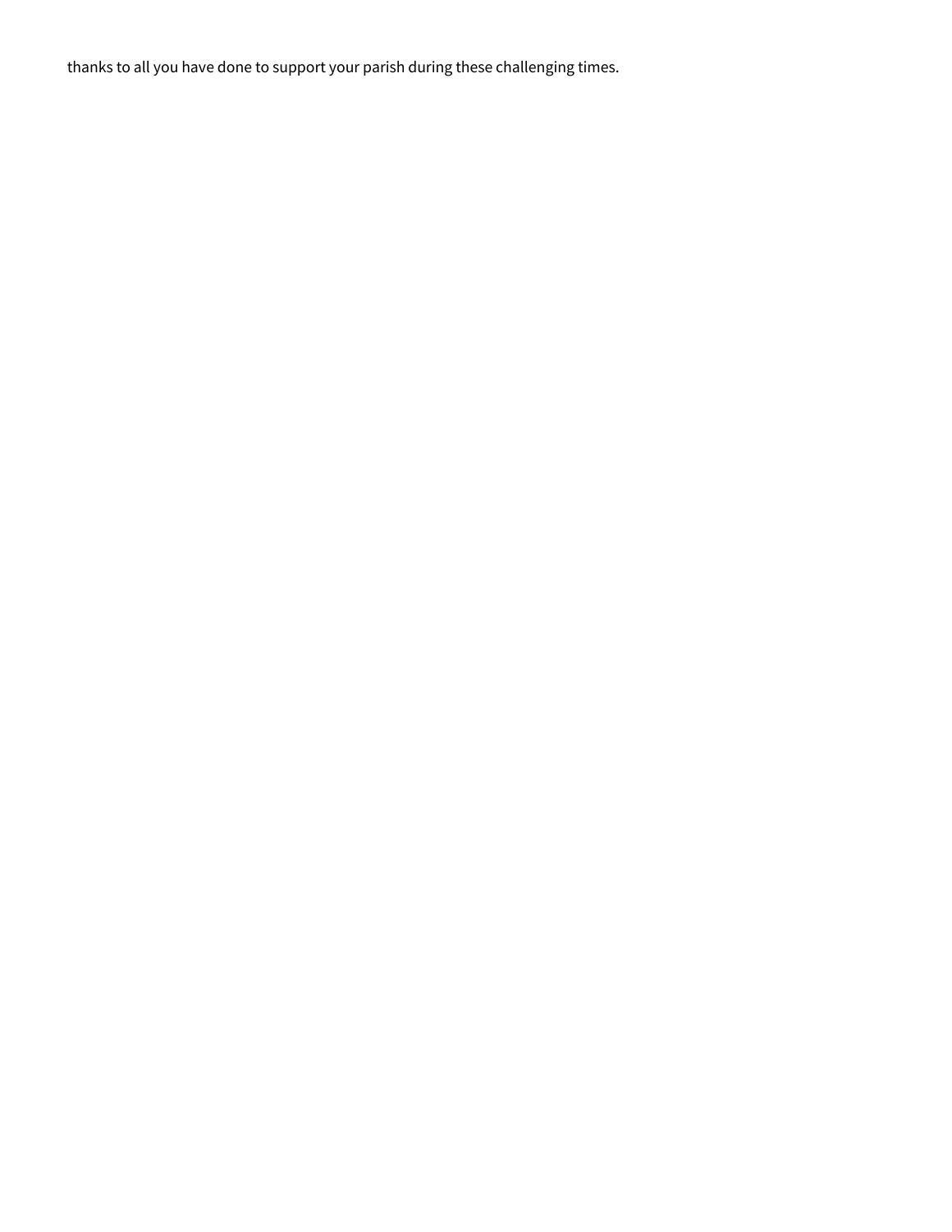thanks to all you have done to support your parish during these challenging times.